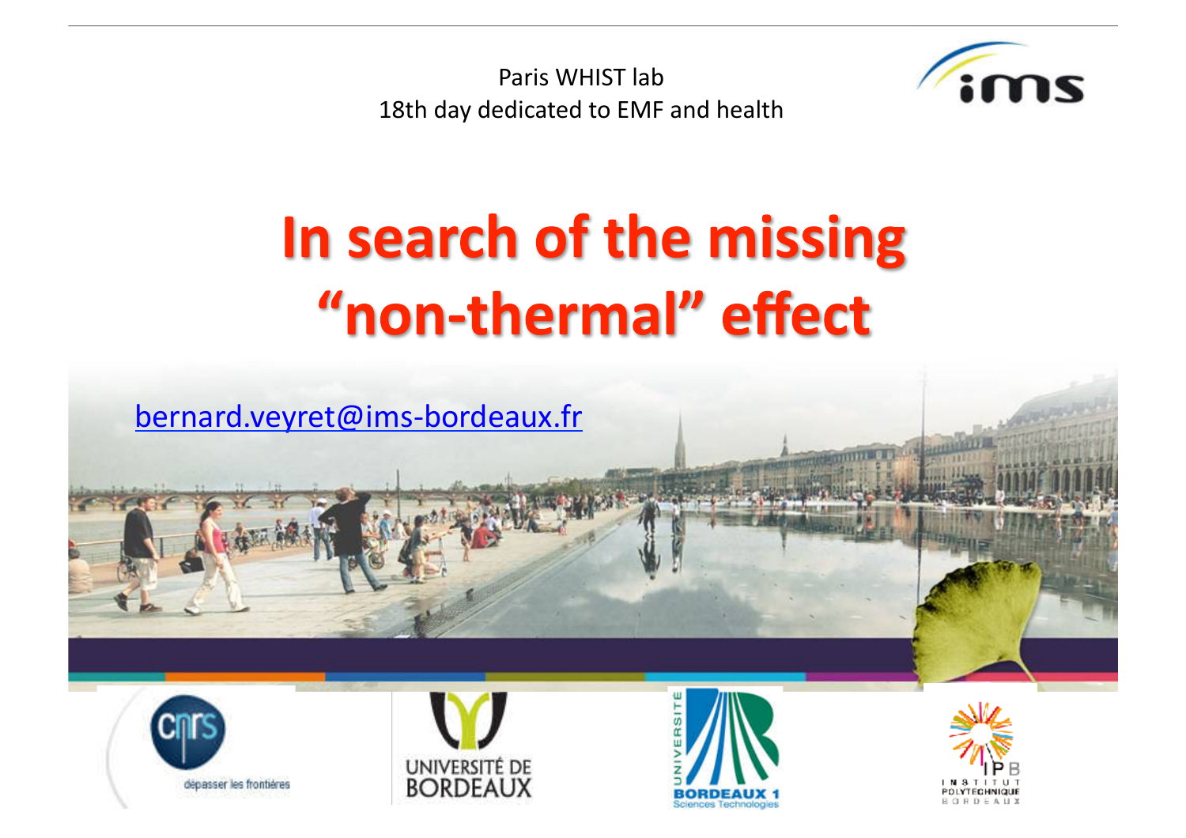Paris WHIST lab

18th day dedicated to EMF and health

# In search of the missing "non-thermal" effect

bernard.veyret@ims-bordeaux.fr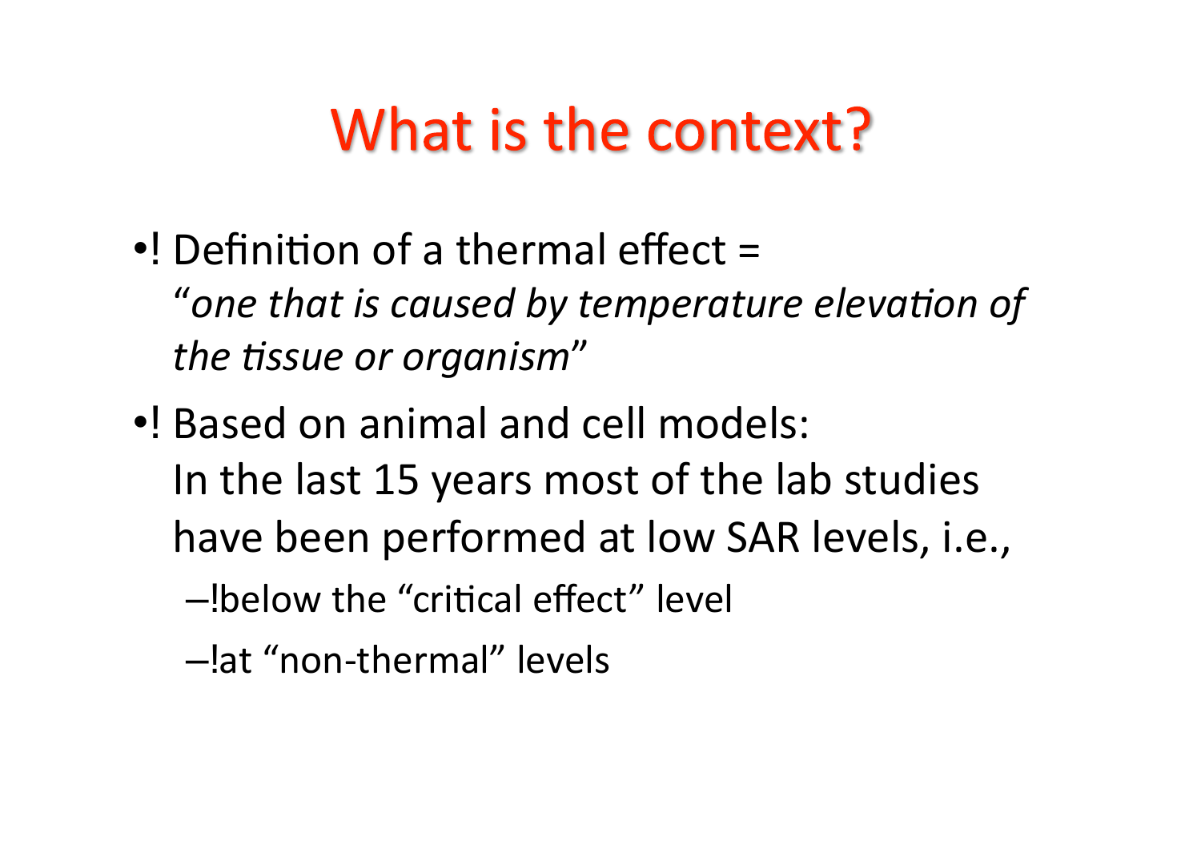# What is the context?

- Definition of a thermal effect =
  "*one that is caused by temperature elevation of the tissue or organism*"
- Based on animal and cell models:
  In the last 15 years most of the lab studies have been performed at low SAR levels, i.e.,
  - below the "critical effect" level
  - at "non-thermal" levels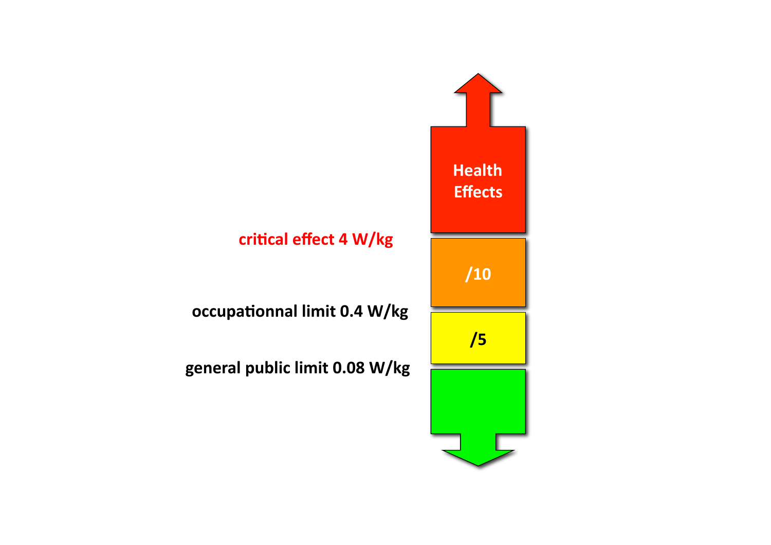critical effect 4 W/kg

occupationnal limit 0.4 W/kg

general public limit 0.08 W/kg

Health Effects

/10

/5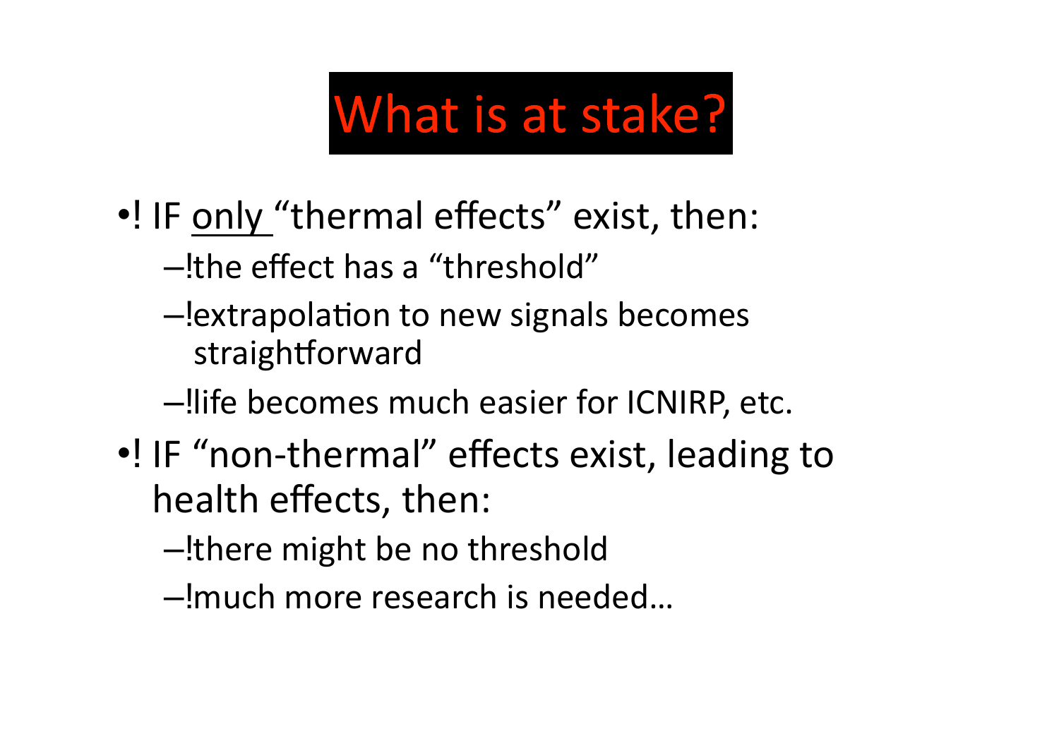# What is at stake?

- IF <u>only</u> “thermal effects” exist, then:
  - the effect has a “threshold”
  - extrapolation to new signals becomes straightforward
  - life becomes much easier for ICNIRP, etc.
- IF “non-thermal” effects exist, leading to health effects, then:
  - there might be no threshold
  - much more research is needed…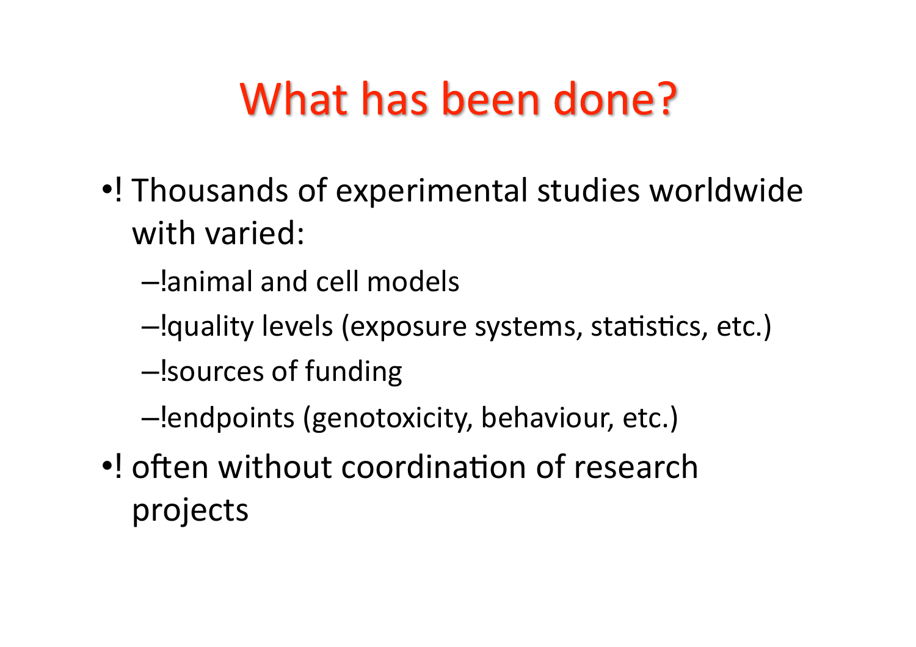# What has been done?

- Thousands of experimental studies worldwide with varied:
  - animal and cell models
  - quality levels (exposure systems, statistics, etc.)
  - sources of funding
  - endpoints (genotoxicity, behaviour, etc.)
- often without coordination of research projects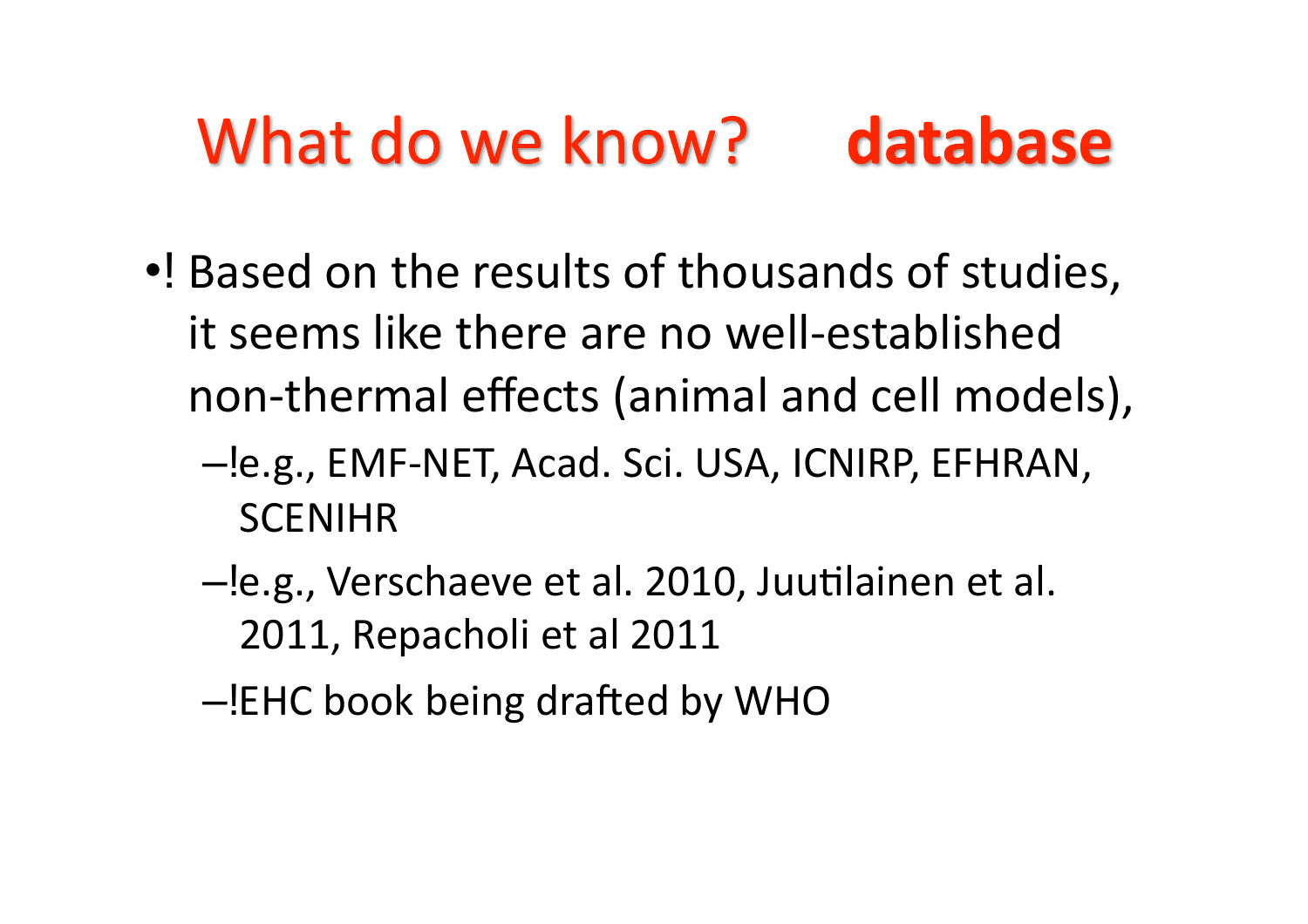# What do we know? **database**

- Based on the results of thousands of studies, it seems like there are no well-established non-thermal effects (animal and cell models),
  - e.g., EMF-NET, Acad. Sci. USA, ICNIRP, EFHRAN, SCENIHR
  - e.g., Verschaeve et al. 2010, Juutilainen et al. 2011, Repacholi et al 2011
  - EHC book being drafted by WHO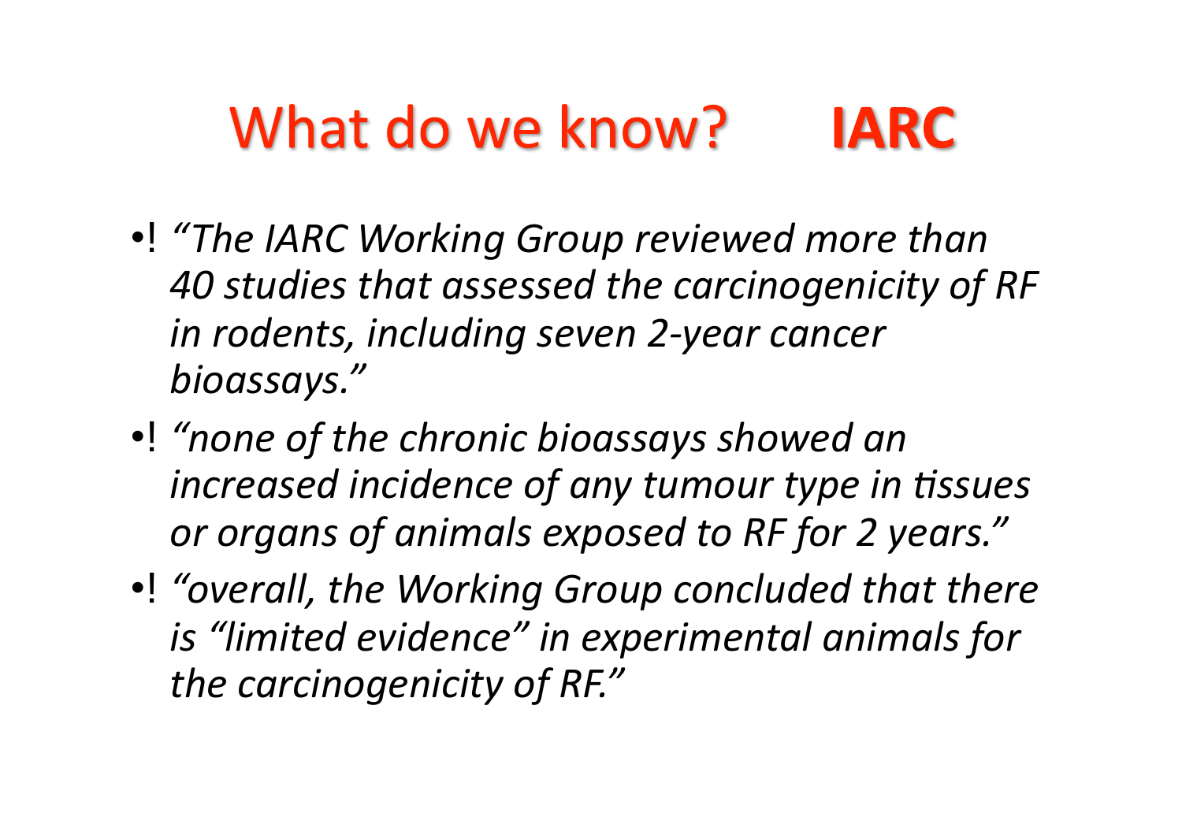# What do we know? **IARC**

- *"The IARC Working Group reviewed more than 40 studies that assessed the carcinogenicity of RF in rodents, including seven 2-year cancer bioassays."*
- *"none of the chronic bioassays showed an increased incidence of any tumour type in tissues or organs of animals exposed to RF for 2 years."*
- *"overall, the Working Group concluded that there is "limited evidence" in experimental animals for the carcinogenicity of RF."*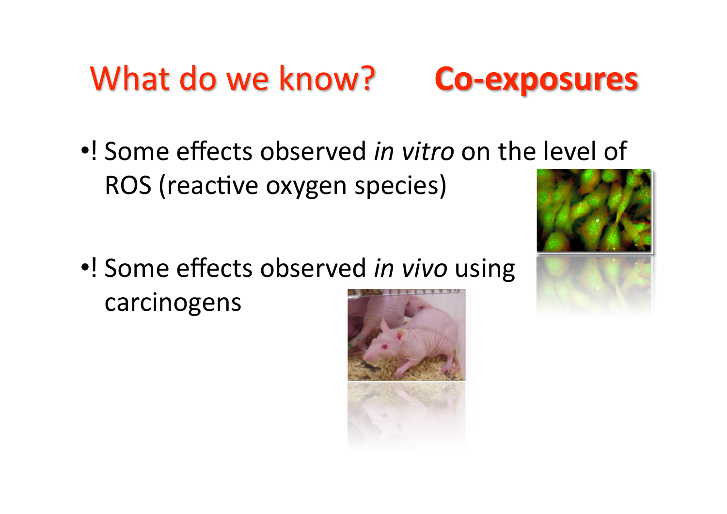# What do we know? **Co-exposures**

- Some effects observed *in vitro* on the level of ROS (reactive oxygen species)
- Some effects observed *in vivo* using carcinogens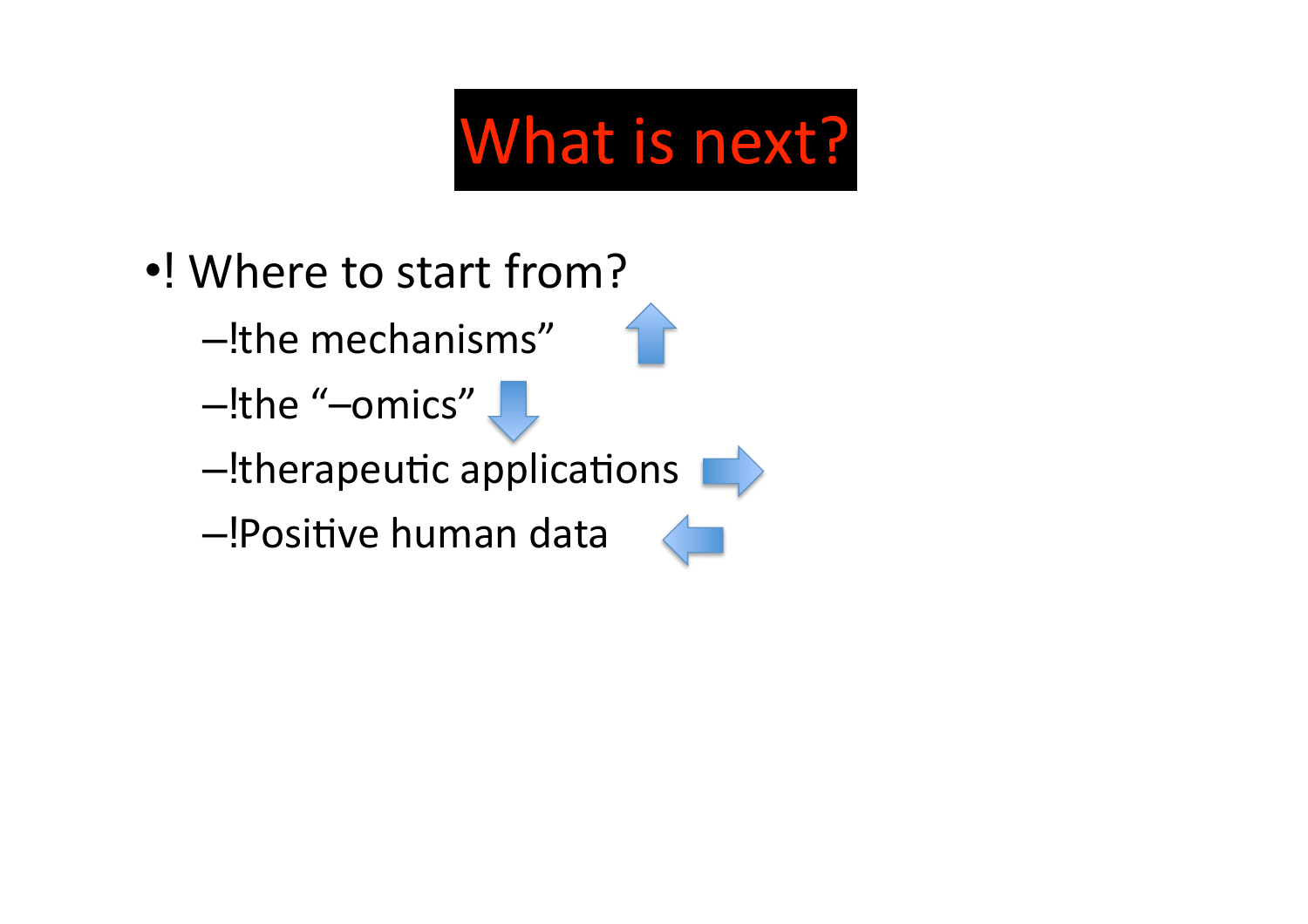# What is next?

- Where to start from?
  - the mechanisms”
  - the “–omics”
  - therapeutic applications
  - Positive human data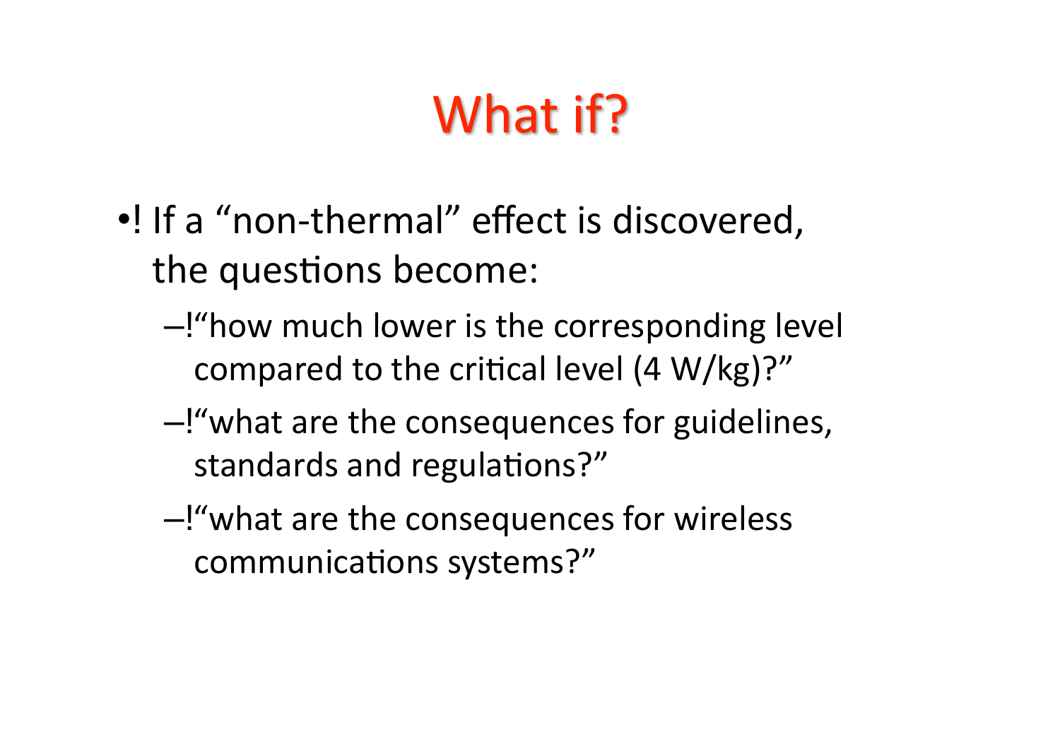# What if?

- If a "non-thermal" effect is discovered, the questions become:
  - "how much lower is the corresponding level compared to the critical level (4 W/kg)?"
  - "what are the consequences for guidelines, standards and regulations?"
  - "what are the consequences for wireless communications systems?"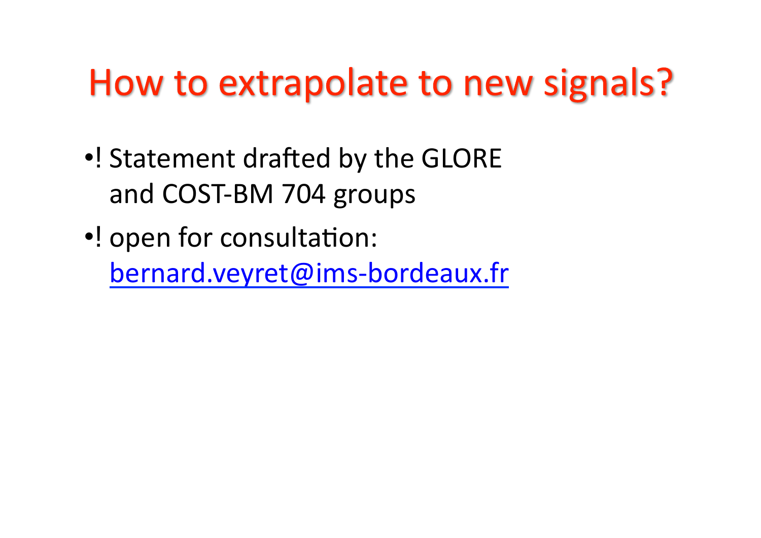# How to extrapolate to new signals?

- Statement drafted by the GLORE and COST-BM 704 groups
- open for consultation: bernard.veyret@ims-bordeaux.fr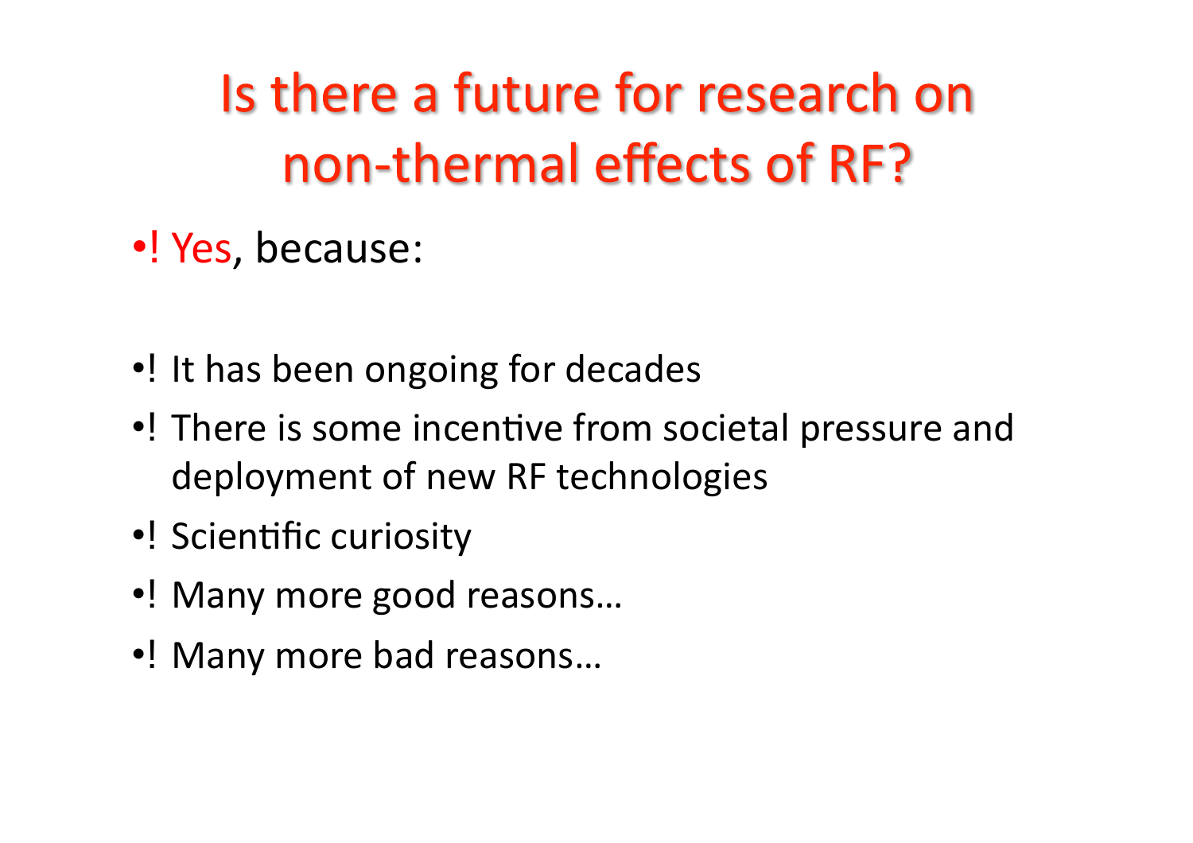# Is there a future for research on non-thermal effects of RF?

- Yes, because:

- It has been ongoing for decades
- There is some incentive from societal pressure and deployment of new RF technologies
- Scientific curiosity
- Many more good reasons…
- Many more bad reasons…